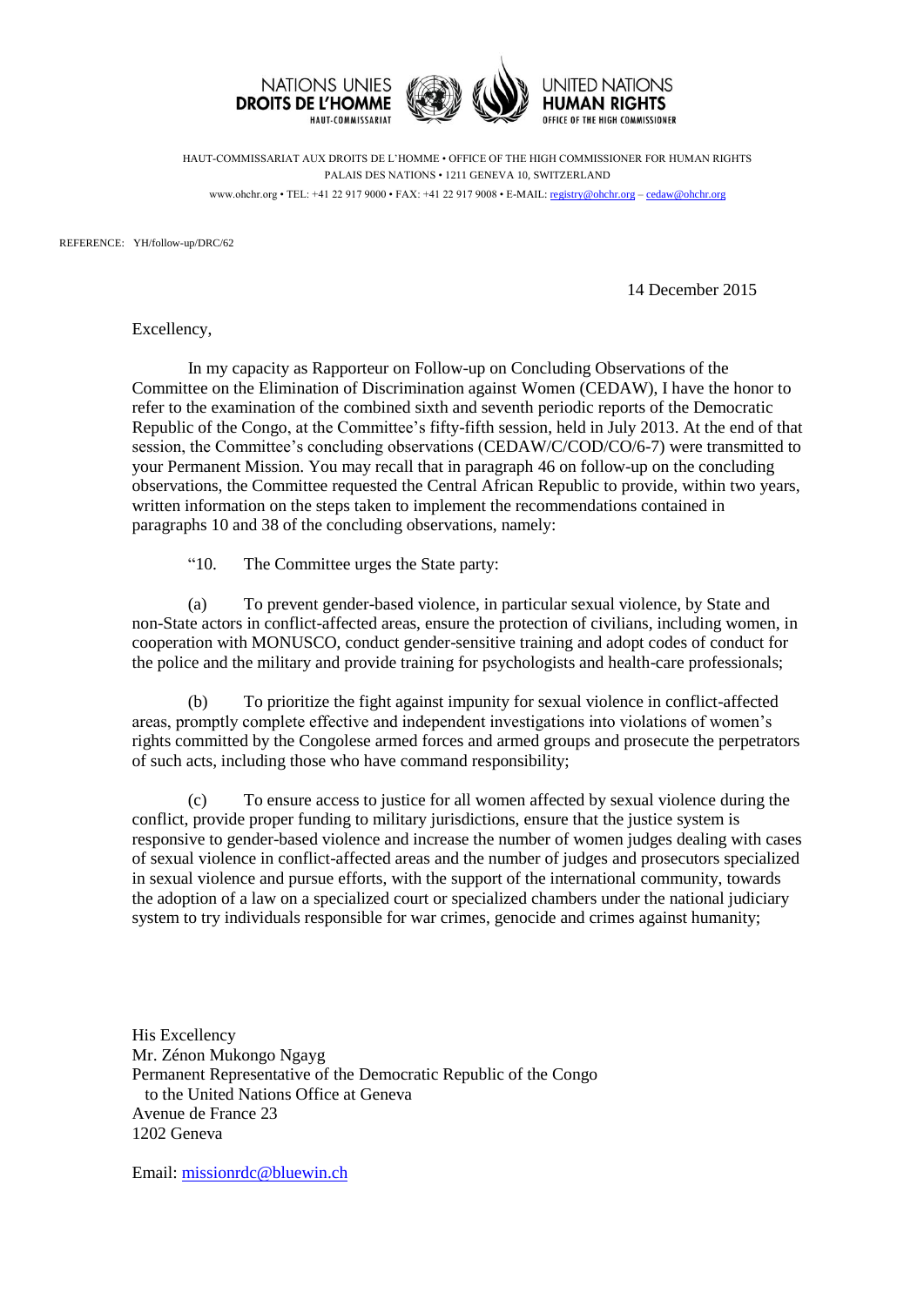NATIONS UNIES
**DROITS DE L'HOMME**
HAUT-COMMISSARIAT

UNITED NATIONS
**HUMAN RIGHTS**
OFFICE OF THE HIGH COMMISSIONER

HAUT-COMMISSARIAT AUX DROITS DE L'HOMME • OFFICE OF THE HIGH COMMISSIONER FOR HUMAN RIGHTS
PALAIS DES NATIONS • 1211 GENEVA 10, SWITZERLAND
www.ohchr.org • TEL: +41 22 917 9000 • FAX: +41 22 917 9008 • E-MAIL: registry@ohchr.org – cedaw@ohchr.org

REFERENCE: YH/follow-up/DRC/62

14 December 2015

Excellency,

In my capacity as Rapporteur on Follow-up on Concluding Observations of the Committee on the Elimination of Discrimination against Women (CEDAW), I have the honor to refer to the examination of the combined sixth and seventh periodic reports of the Democratic Republic of the Congo, at the Committee's fifty-fifth session, held in July 2013. At the end of that session, the Committee's concluding observations (CEDAW/C/COD/CO/6-7) were transmitted to your Permanent Mission. You may recall that in paragraph 46 on follow-up on the concluding observations, the Committee requested the Central African Republic to provide, within two years, written information on the steps taken to implement the recommendations contained in paragraphs 10 and 38 of the concluding observations, namely:

"10. The Committee urges the State party:

(a) To prevent gender-based violence, in particular sexual violence, by State and non-State actors in conflict-affected areas, ensure the protection of civilians, including women, in cooperation with MONUSCO, conduct gender-sensitive training and adopt codes of conduct for the police and the military and provide training for psychologists and health-care professionals;

(b) To prioritize the fight against impunity for sexual violence in conflict-affected areas, promptly complete effective and independent investigations into violations of women's rights committed by the Congolese armed forces and armed groups and prosecute the perpetrators of such acts, including those who have command responsibility;

(c) To ensure access to justice for all women affected by sexual violence during the conflict, provide proper funding to military jurisdictions, ensure that the justice system is responsive to gender-based violence and increase the number of women judges dealing with cases of sexual violence in conflict-affected areas and the number of judges and prosecutors specialized in sexual violence and pursue efforts, with the support of the international community, towards the adoption of a law on a specialized court or specialized chambers under the national judiciary system to try individuals responsible for war crimes, genocide and crimes against humanity;

His Excellency
Mr. Zénon Mukongo Ngayg
Permanent Representative of the Democratic Republic of the Congo
to the United Nations Office at Geneva
Avenue de France 23
1202 Geneva

Email: missionrdc@bluewin.ch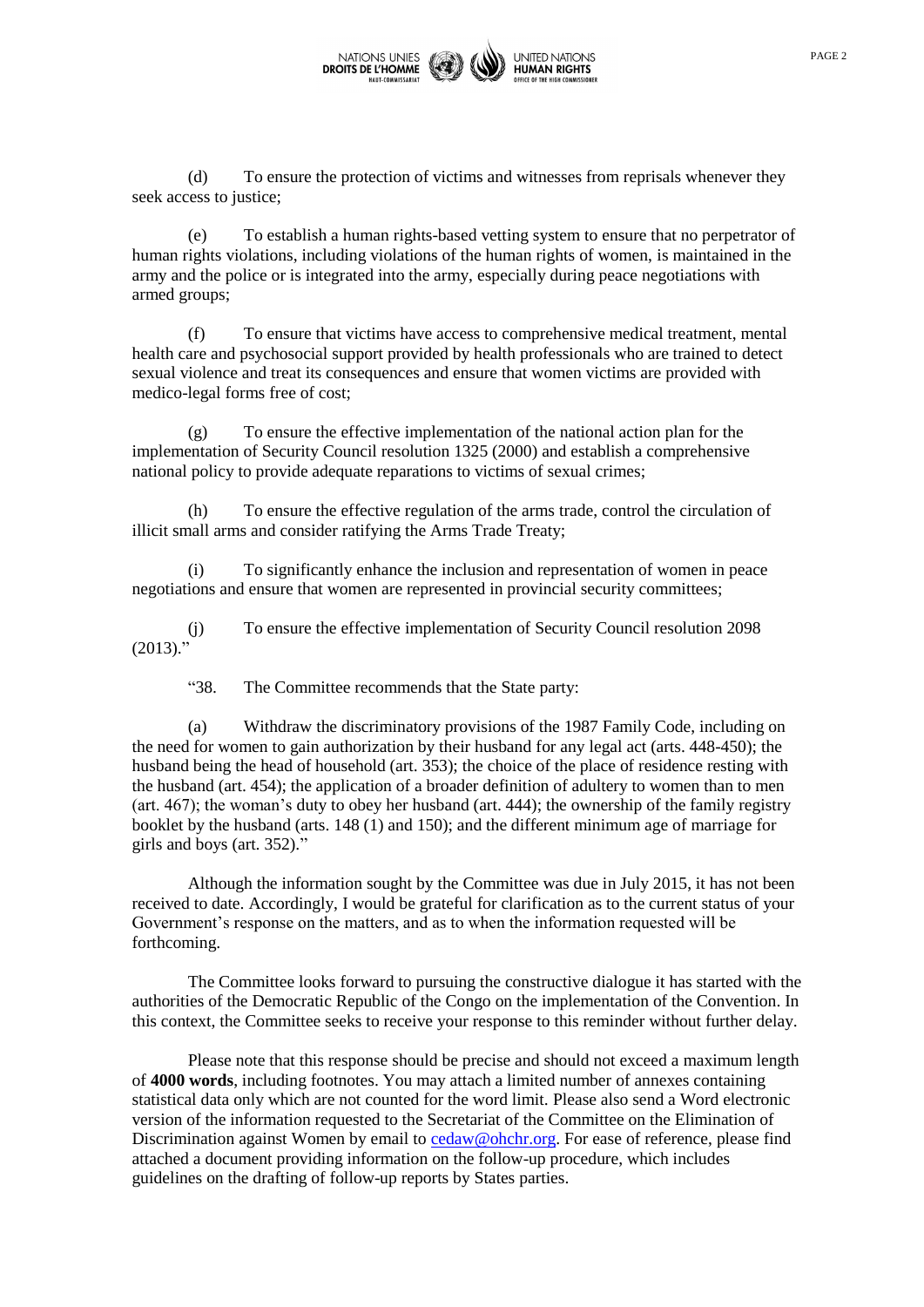(d) To ensure the protection of victims and witnesses from reprisals whenever they seek access to justice;

(e) To establish a human rights-based vetting system to ensure that no perpetrator of human rights violations, including violations of the human rights of women, is maintained in the army and the police or is integrated into the army, especially during peace negotiations with armed groups;

(f) To ensure that victims have access to comprehensive medical treatment, mental health care and psychosocial support provided by health professionals who are trained to detect sexual violence and treat its consequences and ensure that women victims are provided with medico-legal forms free of cost;

(g) To ensure the effective implementation of the national action plan for the implementation of Security Council resolution 1325 (2000) and establish a comprehensive national policy to provide adequate reparations to victims of sexual crimes;

(h) To ensure the effective regulation of the arms trade, control the circulation of illicit small arms and consider ratifying the Arms Trade Treaty;

(i) To significantly enhance the inclusion and representation of women in peace negotiations and ensure that women are represented in provincial security committees;

(j) To ensure the effective implementation of Security Council resolution 2098 (2013)."

"38. The Committee recommends that the State party:

(a) Withdraw the discriminatory provisions of the 1987 Family Code, including on the need for women to gain authorization by their husband for any legal act (arts. 448-450); the husband being the head of household (art. 353); the choice of the place of residence resting with the husband (art. 454); the application of a broader definition of adultery to women than to men (art. 467); the woman's duty to obey her husband (art. 444); the ownership of the family registry booklet by the husband (arts. 148 (1) and 150); and the different minimum age of marriage for girls and boys (art. 352)."

Although the information sought by the Committee was due in July 2015, it has not been received to date. Accordingly, I would be grateful for clarification as to the current status of your Government's response on the matters, and as to when the information requested will be forthcoming.

The Committee looks forward to pursuing the constructive dialogue it has started with the authorities of the Democratic Republic of the Congo on the implementation of the Convention. In this context, the Committee seeks to receive your response to this reminder without further delay.

Please note that this response should be precise and should not exceed a maximum length of **4000 words**, including footnotes. You may attach a limited number of annexes containing statistical data only which are not counted for the word limit. Please also send a Word electronic version of the information requested to the Secretariat of the Committee on the Elimination of Discrimination against Women by email to cedaw@ohchr.org. For ease of reference, please find attached a document providing information on the follow-up procedure, which includes guidelines on the drafting of follow-up reports by States parties.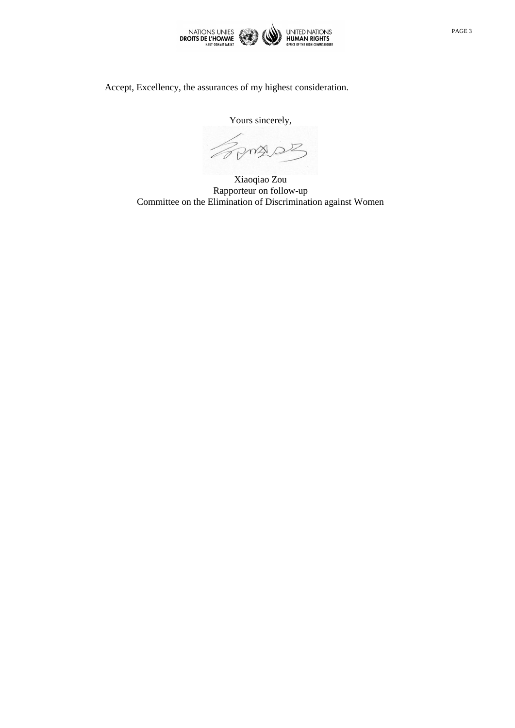Accept, Excellency, the assurances of my highest consideration.

Yours sincerely,

Xiaoqiao Zou
Rapporteur on follow-up
Committee on the Elimination of Discrimination against Women